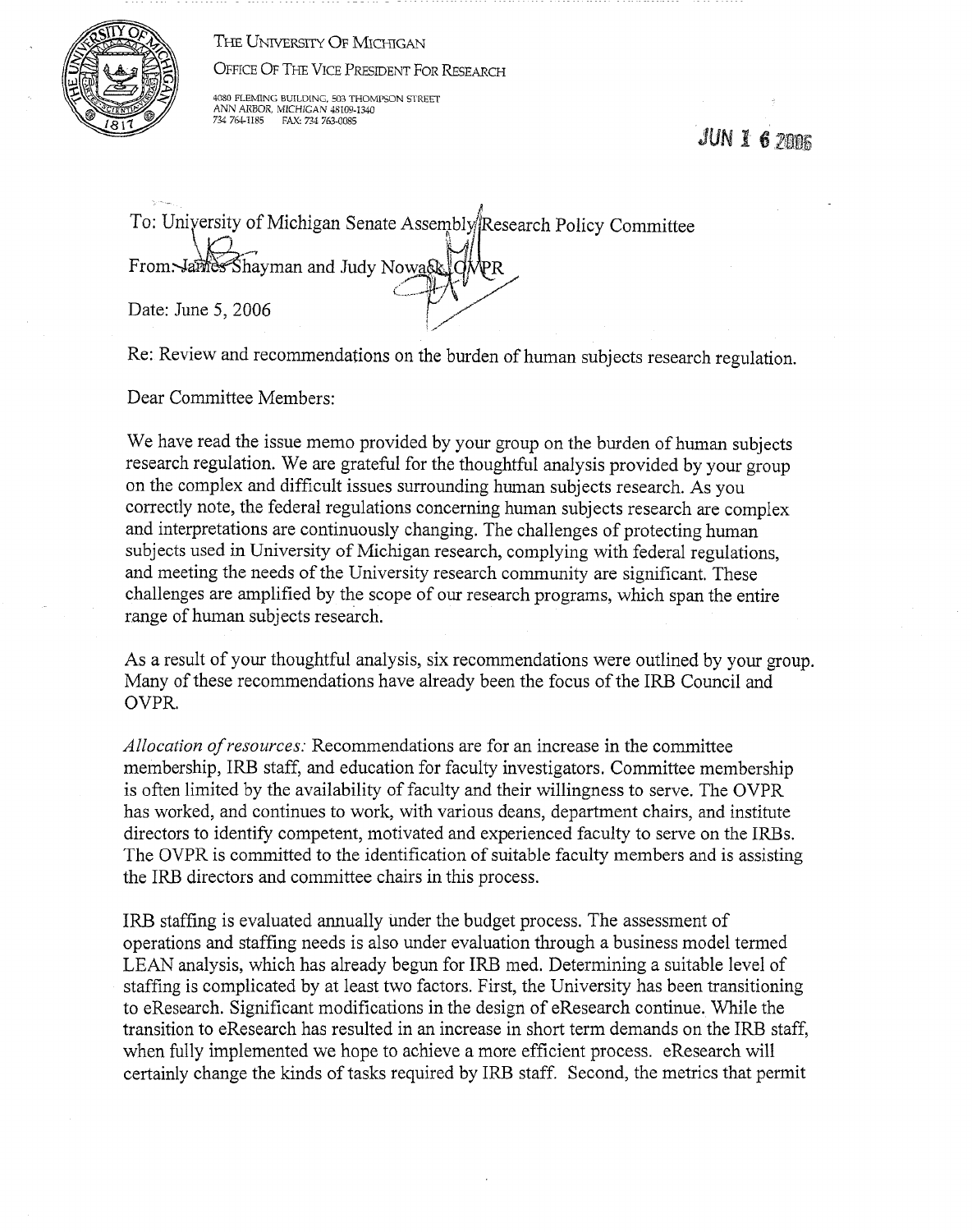THE UNIVERSITY OF MICHIGAN

OFFICE OF THE VICE PRESIDENT FOR RESEARCH

4080 FLEMING BUILDING, 503 THOMPSON STREET
ANN ARBOR, MICHIGAN 48109-1340
734 764-1185 FAX: 734 763-0085

JUN 16 2006

To: University of Michigan Senate Assembly Research Policy Committee

From: James Shayman and Judy Nowack, OVPR

Date: June 5, 2006

Re: Review and recommendations on the burden of human subjects research regulation.

Dear Committee Members:

We have read the issue memo provided by your group on the burden of human subjects research regulation. We are grateful for the thoughtful analysis provided by your group on the complex and difficult issues surrounding human subjects research. As you correctly note, the federal regulations concerning human subjects research are complex and interpretations are continuously changing. The challenges of protecting human subjects used in University of Michigan research, complying with federal regulations, and meeting the needs of the University research community are significant. These challenges are amplified by the scope of our research programs, which span the entire range of human subjects research.

As a result of your thoughtful analysis, six recommendations were outlined by your group. Many of these recommendations have already been the focus of the IRB Council and OVPR.

*Allocation of resources:* Recommendations are for an increase in the committee membership, IRB staff, and education for faculty investigators. Committee membership is often limited by the availability of faculty and their willingness to serve. The OVPR has worked, and continues to work, with various deans, department chairs, and institute directors to identify competent, motivated and experienced faculty to serve on the IRBs. The OVPR is committed to the identification of suitable faculty members and is assisting the IRB directors and committee chairs in this process.

IRB staffing is evaluated annually under the budget process. The assessment of operations and staffing needs is also under evaluation through a business model termed LEAN analysis, which has already begun for IRB med. Determining a suitable level of staffing is complicated by at least two factors. First, the University has been transitioning to eResearch. Significant modifications in the design of eResearch continue. While the transition to eResearch has resulted in an increase in short term demands on the IRB staff, when fully implemented we hope to achieve a more efficient process. eResearch will certainly change the kinds of tasks required by IRB staff. Second, the metrics that permit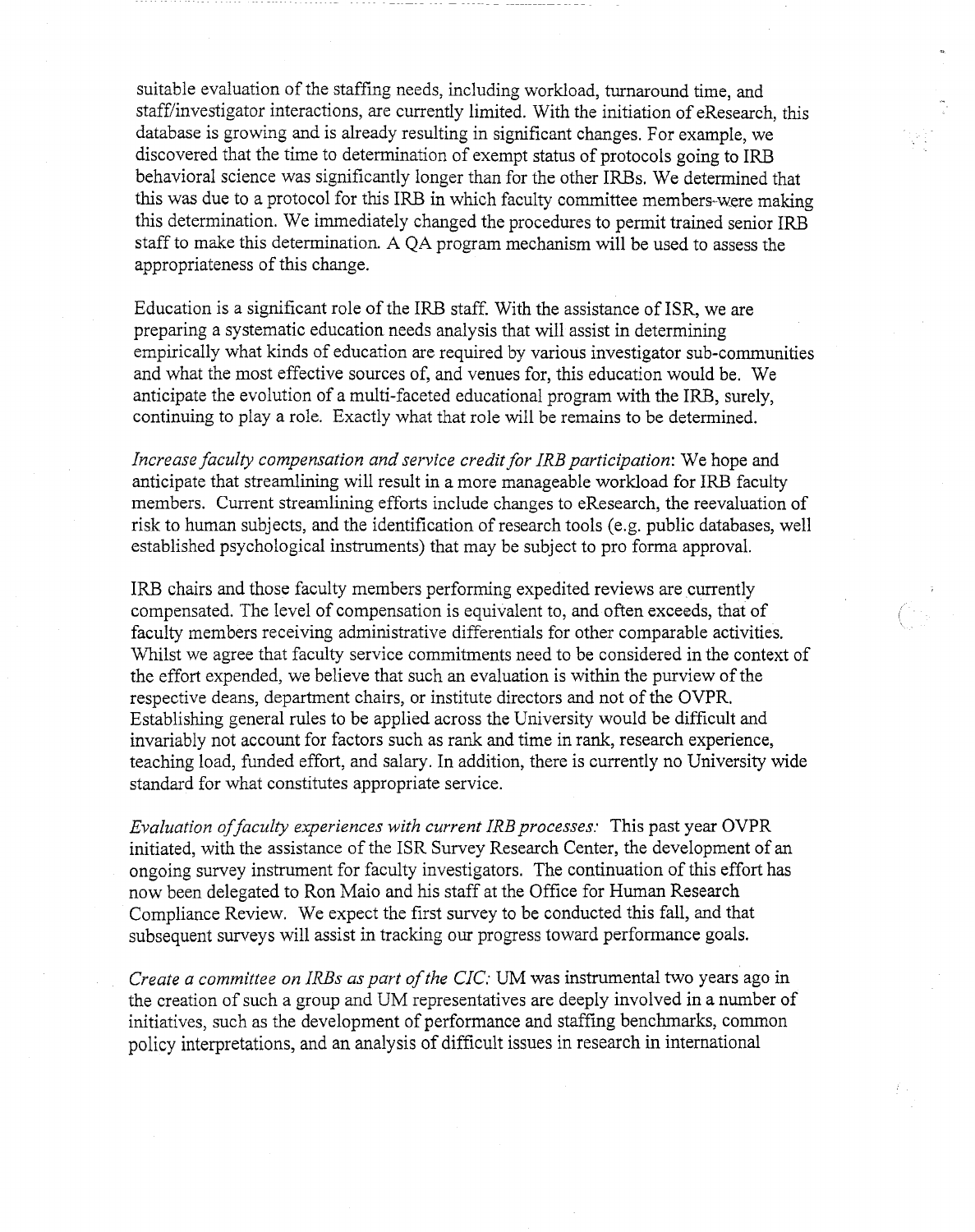suitable evaluation of the staffing needs, including workload, turnaround time, and staff/investigator interactions, are currently limited. With the initiation of eResearch, this database is growing and is already resulting in significant changes. For example, we discovered that the time to determination of exempt status of protocols going to IRB behavioral science was significantly longer than for the other IRBs. We determined that this was due to a protocol for this IRB in which faculty committee members were making this determination. We immediately changed the procedures to permit trained senior IRB staff to make this determination. A QA program mechanism will be used to assess the appropriateness of this change.

Education is a significant role of the IRB staff. With the assistance of ISR, we are preparing a systematic education needs analysis that will assist in determining empirically what kinds of education are required by various investigator sub-communities and what the most effective sources of, and venues for, this education would be. We anticipate the evolution of a multi-faceted educational program with the IRB, surely, continuing to play a role. Exactly what that role will be remains to be determined.

*Increase faculty compensation and service credit for IRB participation*: We hope and anticipate that streamlining will result in a more manageable workload for IRB faculty members. Current streamlining efforts include changes to eResearch, the reevaluation of risk to human subjects, and the identification of research tools (e.g. public databases, well established psychological instruments) that may be subject to pro forma approval.

IRB chairs and those faculty members performing expedited reviews are currently compensated. The level of compensation is equivalent to, and often exceeds, that of faculty members receiving administrative differentials for other comparable activities. Whilst we agree that faculty service commitments need to be considered in the context of the effort expended, we believe that such an evaluation is within the purview of the respective deans, department chairs, or institute directors and not of the OVPR. Establishing general rules to be applied across the University would be difficult and invariably not account for factors such as rank and time in rank, research experience, teaching load, funded effort, and salary. In addition, there is currently no University wide standard for what constitutes appropriate service.

*Evaluation of faculty experiences with current IRB processes:* This past year OVPR initiated, with the assistance of the ISR Survey Research Center, the development of an ongoing survey instrument for faculty investigators. The continuation of this effort has now been delegated to Ron Maio and his staff at the Office for Human Research Compliance Review. We expect the first survey to be conducted this fall, and that subsequent surveys will assist in tracking our progress toward performance goals.

*Create a committee on IRBs as part of the CIC:* UM was instrumental two years ago in the creation of such a group and UM representatives are deeply involved in a number of initiatives, such as the development of performance and staffing benchmarks, common policy interpretations, and an analysis of difficult issues in research in international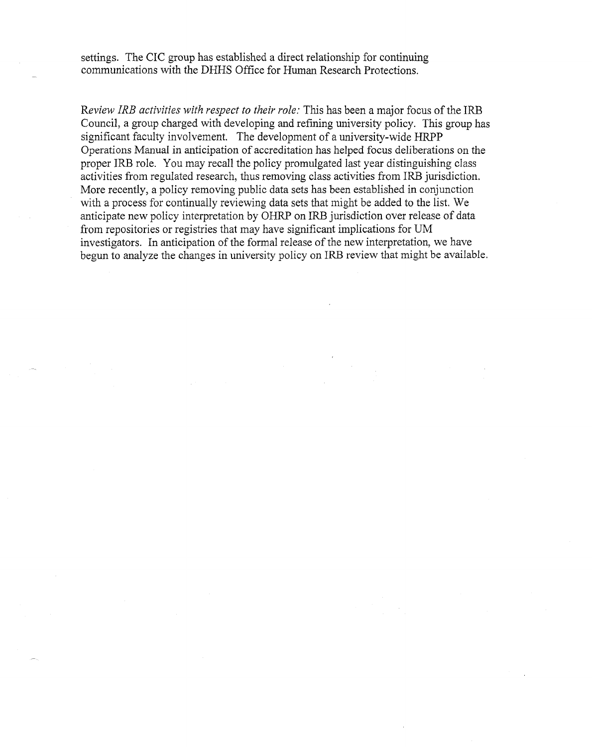settings. The CIC group has established a direct relationship for continuing communications with the DHHS Office for Human Research Protections.

*Review IRB activities with respect to their role:* This has been a major focus of the IRB Council, a group charged with developing and refining university policy. This group has significant faculty involvement. The development of a university-wide HRPP Operations Manual in anticipation of accreditation has helped focus deliberations on the proper IRB role. You may recall the policy promulgated last year distinguishing class activities from regulated research, thus removing class activities from IRB jurisdiction. More recently, a policy removing public data sets has been established in conjunction with a process for continually reviewing data sets that might be added to the list. We anticipate new policy interpretation by OHRP on IRB jurisdiction over release of data from repositories or registries that may have significant implications for UM investigators. In anticipation of the formal release of the new interpretation, we have begun to analyze the changes in university policy on IRB review that might be available.